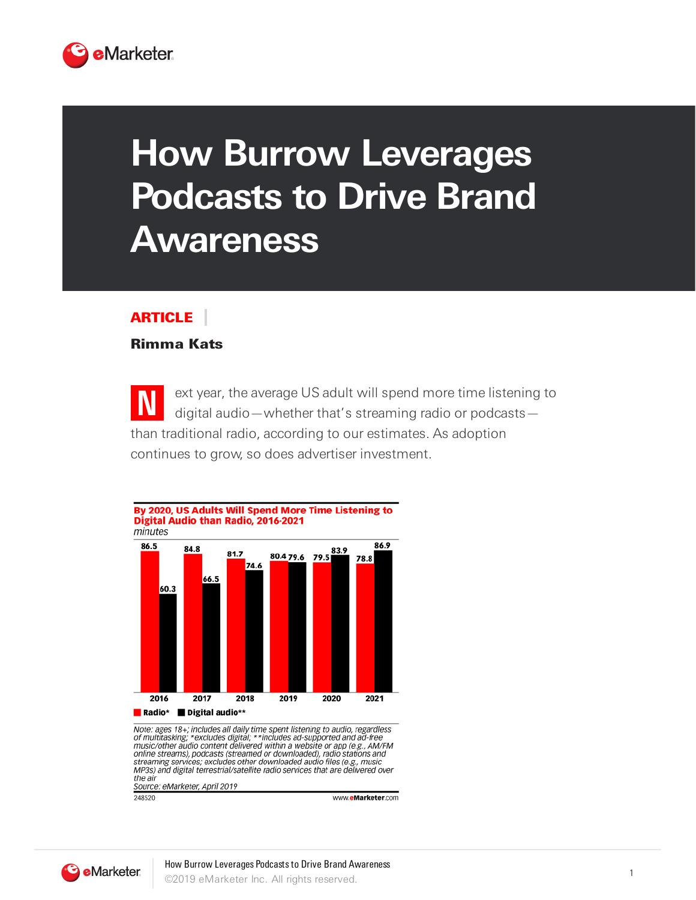# How Burrow Leverages Podcasts to Drive Brand Awareness

**ARTICLE**

**Rimma Kats**

Next year, the average US adult will spend more time listening to digital audio—whether that's streaming radio or podcasts—than traditional radio, according to our estimates. As adoption continues to grow, so does advertiser investment.

**By 2020, US Adults Will Spend More Time Listening to Digital Audio than Radio, 2016-2021**
*minutes*

| | Radio* | Digital audio** |
|---|---|---|
| 2016 | 86.5 | 60.3 |
| 2017 | 84.8 | 66.5 |
| 2018 | 81.7 | 74.6 |
| 2019 | 80.4 | 79.6 |
| 2020 | 79.5 | 83.9 |
| 2021 | 78.8 | 86.9 |

*Note: ages 18+; includes all daily time spent listening to audio, regardless of multitasking; *excludes digital; **includes ad-supported and ad-free music/other audio content delivered within a website or app (e.g., AM/FM online streams), podcasts (streamed or downloaded), radio stations and streaming services; excludes other downloaded audio files (e.g., music MP3s) and digital terrestrial/satellite radio services that are delivered over the air*
*Source: eMarketer, April 2019*

248520 www.eMarketer.com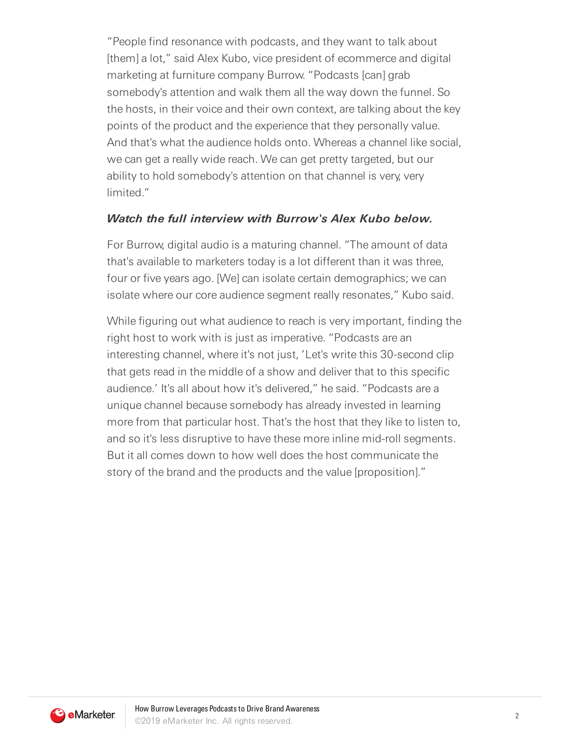"People find resonance with podcasts, and they want to talk about [them] a lot," said Alex Kubo, vice president of ecommerce and digital marketing at furniture company Burrow. "Podcasts [can] grab somebody's attention and walk them all the way down the funnel. So the hosts, in their voice and their own context, are talking about the key points of the product and the experience that they personally value. And that's what the audience holds onto. Whereas a channel like social, we can get a really wide reach. We can get pretty targeted, but our ability to hold somebody's attention on that channel is very, very limited."

***Watch the full interview with Burrow's Alex Kubo below.***

For Burrow, digital audio is a maturing channel. "The amount of data that's available to marketers today is a lot different than it was three, four or five years ago. [We] can isolate certain demographics; we can isolate where our core audience segment really resonates," Kubo said.

While figuring out what audience to reach is very important, finding the right host to work with is just as imperative. "Podcasts are an interesting channel, where it's not just, 'Let's write this 30-second clip that gets read in the middle of a show and deliver that to this specific audience.' It's all about how it's delivered," he said. "Podcasts are a unique channel because somebody has already invested in learning more from that particular host. That's the host that they like to listen to, and so it's less disruptive to have these more inline mid-roll segments. But it all comes down to how well does the host communicate the story of the brand and the products and the value [proposition]."